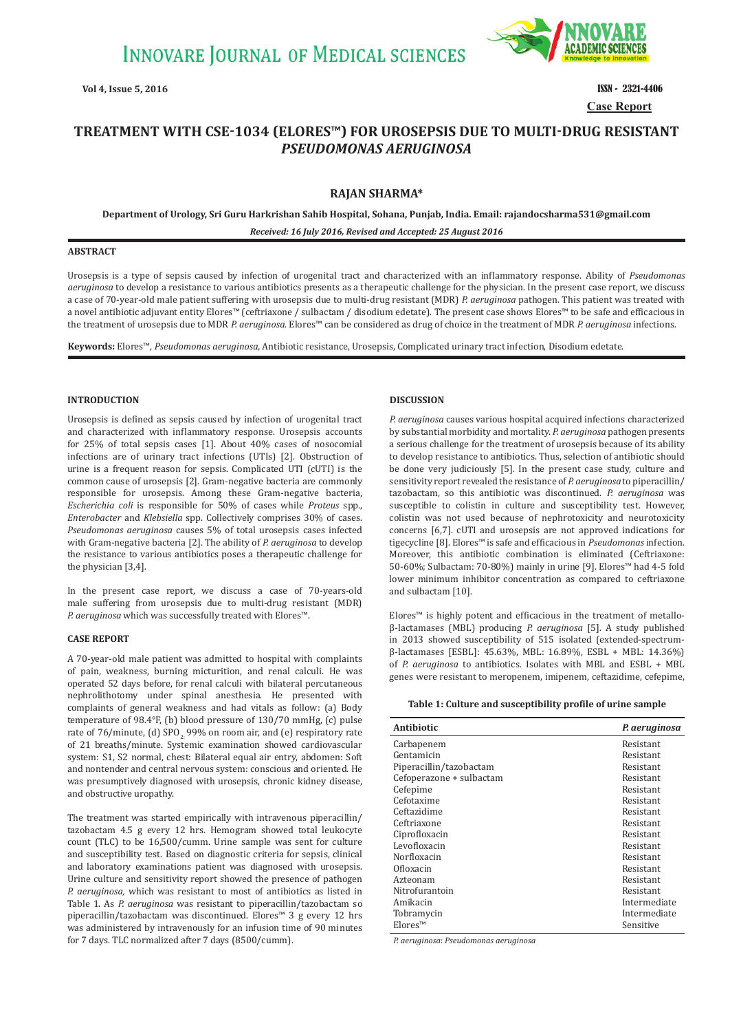# TREATMENT WITH CSE-1034 (ELORES™) FOR UROSEPSIS DUE TO MULTI-DRUG RESISTANT *PSEUDOMONAS AERUGINOSA*

**RAJAN SHARMA***

**Department of Urology, Sri Guru Harkrishan Sahib Hospital, Sohana, Punjab, India. Email: rajandocsharma531@gmail.com**

***Received: 16 July 2016, Revised and Accepted: 25 August 2016***

## ABSTRACT

Urosepsis is a type of sepsis caused by infection of urogenital tract and characterized with an inflammatory response. Ability of *Pseudomonas aeruginosa* to develop a resistance to various antibiotics presents as a therapeutic challenge for the physician. In the present case report, we discuss a case of 70-year-old male patient suffering with urosepsis due to multi-drug resistant (MDR) *P. aeruginosa* pathogen. This patient was treated with a novel antibiotic adjuvant entity Elores™ (ceftriaxone / sulbactam / disodium edetate). The present case shows Elores™ to be safe and efficacious in the treatment of urosepsis due to MDR *P. aeruginosa*. Elores™ can be considered as drug of choice in the treatment of MDR *P. aeruginosa* infections.

**Keywords:** Elores™, *Pseudomonas aeruginosa,* Antibiotic resistance, Urosepsis, Complicated urinary tract infection, Disodium edetate.

## INTRODUCTION

Urosepsis is defined as sepsis caused by infection of urogenital tract and characterized with inflammatory response. Urosepsis accounts for 25% of total sepsis cases [1]. About 40% cases of nosocomial infections are of urinary tract infections (UTIs) [2]. Obstruction of urine is a frequent reason for sepsis. Complicated UTI (cUTI) is the common cause of urosepsis [2]. Gram-negative bacteria are commonly responsible for urosepsis. Among these Gram-negative bacteria, *Escherichia coli* is responsible for 50% of cases while *Proteus* spp., *Enterobacter* and *Klebsiella* spp. Collectively comprises 30% of cases. *Pseudomonas aeruginosa* causes 5% of total urosepsis cases infected with Gram-negative bacteria [2]. The ability of *P. aeruginosa* to develop the resistance to various antibiotics poses a therapeutic challenge for the physician [3,4].

In the present case report, we discuss a case of 70-years-old male suffering from urosepsis due to multi-drug resistant (MDR) *P. aeruginosa* which was successfully treated with Elores™.

## CASE REPORT

A 70-year-old male patient was admitted to hospital with complaints of pain, weakness, burning micturition, and renal calculi. He was operated 52 days before, for renal calculi with bilateral percutaneous nephrolithotomy under spinal anesthesia. He presented with complaints of general weakness and had vitals as follow: (a) Body temperature of 98.4°F, (b) blood pressure of 130/70 mmHg, (c) pulse rate of 76/minute, (d) $SPO_2$ 99% on room air, and (e) respiratory rate of 21 breaths/minute. Systemic examination showed cardiovascular system: S1, S2 normal, chest: Bilateral equal air entry, abdomen: Soft and nontender and central nervous system: conscious and oriented. He was presumptively diagnosed with urosepsis, chronic kidney disease, and obstructive uropathy.

The treatment was started empirically with intravenous piperacillin/tazobactam 4.5 g every 12 hrs. Hemogram showed total leukocyte count (TLC) to be 16,500/cumm. Urine sample was sent for culture and susceptibility test. Based on diagnostic criteria for sepsis, clinical and laboratory examinations patient was diagnosed with urosepsis. Urine culture and sensitivity report showed the presence of pathogen *P. aeruginosa,* which was resistant to most of antibiotics as listed in Table 1. As *P. aeruginosa* was resistant to piperacillin/tazobactam so piperacillin/tazobactam was discontinued. Elores™ 3 g every 12 hrs was administered by intravenously for an infusion time of 90 minutes for 7 days. TLC normalized after 7 days (8500/cumm).

## DISCUSSION

*P. aeruginosa* causes various hospital acquired infections characterized by substantial morbidity and mortality. *P. aeruginosa* pathogen presents a serious challenge for the treatment of urosepsis because of its ability to develop resistance to antibiotics. Thus, selection of antibiotic should be done very judiciously [5]. In the present case study, culture and sensitivity report revealed the resistance of *P. aeruginosa* to piperacillin/tazobactam, so this antibiotic was discontinued. *P. aeruginosa* was susceptible to colistin in culture and susceptibility test. However, colistin was not used because of nephrotoxicity and neurotoxicity concerns [6,7]. cUTI and urosepsis are not approved indications for tigecycline [8]. Elores™ is safe and efficacious in *Pseudomonas* infection. Moreover, this antibiotic combination is eliminated (Ceftriaxone: 50-60%; Sulbactam: 70-80%) mainly in urine [9]. Elores™ had 4-5 fold lower minimum inhibitor concentration as compared to ceftriaxone and sulbactam [10].

Elores™ is highly potent and efficacious in the treatment of metallo-β-lactamases (MBL) producing *P. aeruginosa* [5]. A study published in 2013 showed susceptibility of 515 isolated (extended-spectrum-β-lactamases [ESBL]: 45.63%, MBL: 16.89%, ESBL + MBL: 14.36%) of *P. aeruginosa* to antibiotics. Isolates with MBL and ESBL + MBL genes were resistant to meropenem, imipenem, ceftazidime, cefepime,

**Table 1: Culture and susceptibility profile of urine sample**

| Antibiotic | *P. aeruginosa* |
|---|---|
| Carbapenem | Resistant |
| Gentamicin | Resistant |
| Piperacillin/tazobactam | Resistant |
| Cefoperazone + sulbactam | Resistant |
| Cefepime | Resistant |
| Cefotaxime | Resistant |
| Ceftazidime | Resistant |
| Ceftriaxone | Resistant |
| Ciprofloxacin | Resistant |
| Levofloxacin | Resistant |
| Norfloxacin | Resistant |
| Ofloxacin | Resistant |
| Azteonam | Resistant |
| Nitrofurantoin | Resistant |
| Amikacin | Intermediate |
| Tobramycin | Intermediate |
| Elores™ | Sensitive |

*P. aeruginosa*: *Pseudomonas aeruginosa*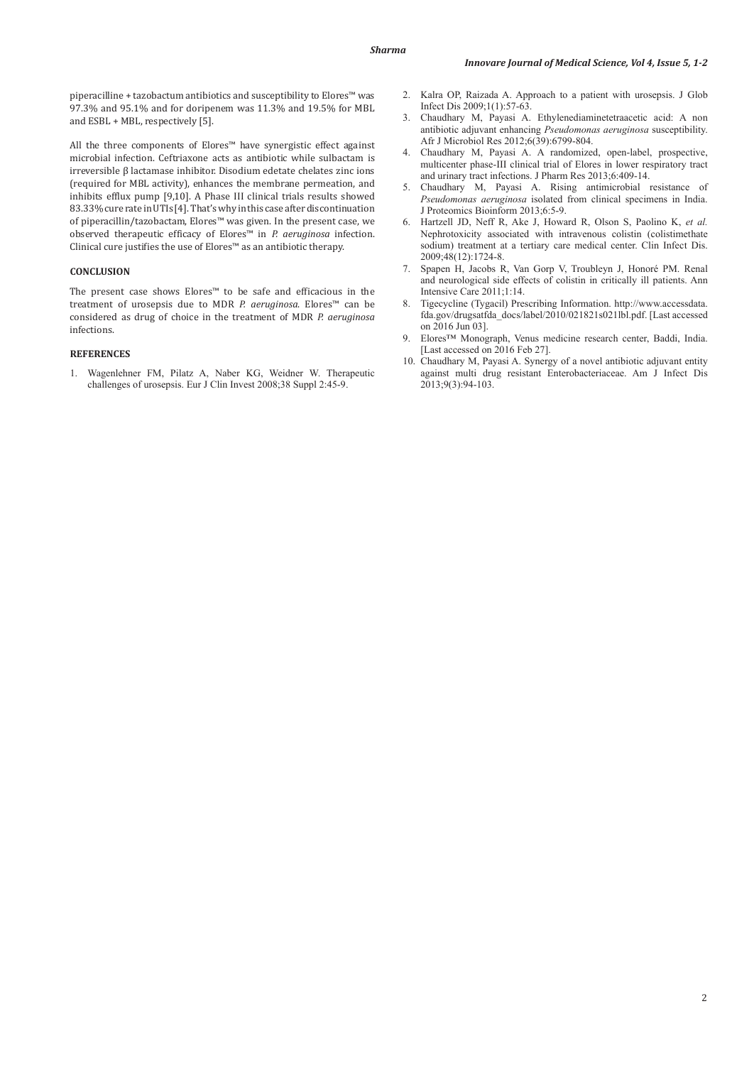piperacilline + tazobactum antibiotics and susceptibility to Elores™ was 97.3% and 95.1% and for doripenem was 11.3% and 19.5% for MBL and ESBL + MBL, respectively [5].

All the three components of Elores™ have synergistic effect against microbial infection. Ceftriaxone acts as antibiotic while sulbactam is irreversible β lactamase inhibitor. Disodium edetate chelates zinc ions (required for MBL activity), enhances the membrane permeation, and inhibits efflux pump [9,10]. A Phase III clinical trials results showed 83.33% cure rate in UTIs [4]. That's why in this case after discontinuation of piperacillin/tazobactam, Elores™ was given. In the present case, we observed therapeutic efficacy of Elores™ in *P. aeruginosa* infection. Clinical cure justifies the use of Elores™ as an antibiotic therapy.

## CONCLUSION

The present case shows Elores™ to be safe and efficacious in the treatment of urosepsis due to MDR *P. aeruginosa*. Elores™ can be considered as drug of choice in the treatment of MDR *P. aeruginosa* infections.

## REFERENCES

1. Wagenlehner FM, Pilatz A, Naber KG, Weidner W. Therapeutic challenges of urosepsis. Eur J Clin Invest 2008;38 Suppl 2:45-9.
2. Kalra OP, Raizada A. Approach to a patient with urosepsis. J Glob Infect Dis 2009;1(1):57-63.
3. Chaudhary M, Payasi A. Ethylenediaminetetraacetic acid: A non antibiotic adjuvant enhancing *Pseudomonas aeruginosa* susceptibility. Afr J Microbiol Res 2012;6(39):6799-804.
4. Chaudhary M, Payasi A. A randomized, open-label, prospective, multicenter phase-III clinical trial of Elores in lower respiratory tract and urinary tract infections. J Pharm Res 2013;6:409-14.
5. Chaudhary M, Payasi A. Rising antimicrobial resistance of *Pseudomonas aeruginosa* isolated from clinical specimens in India. J Proteomics Bioinform 2013;6:5-9.
6. Hartzell JD, Neff R, Ake J, Howard R, Olson S, Paolino K, *et al.* Nephrotoxicity associated with intravenous colistin (colistimethate sodium) treatment at a tertiary care medical center. Clin Infect Dis. 2009;48(12):1724-8.
7. Spapen H, Jacobs R, Van Gorp V, Troubleyn J, Honoré PM. Renal and neurological side effects of colistin in critically ill patients. Ann Intensive Care 2011;1:14.
8. Tigecycline (Tygacil) Prescribing Information. http://www.accessdata.fda.gov/drugsatfda_docs/label/2010/021821s021lbl.pdf. [Last accessed on 2016 Jun 03].
9. Elores™ Monograph, Venus medicine research center, Baddi, India. [Last accessed on 2016 Feb 27].
10. Chaudhary M, Payasi A. Synergy of a novel antibiotic adjuvant entity against multi drug resistant Enterobacteriaceae. Am J Infect Dis 2013;9(3):94-103.